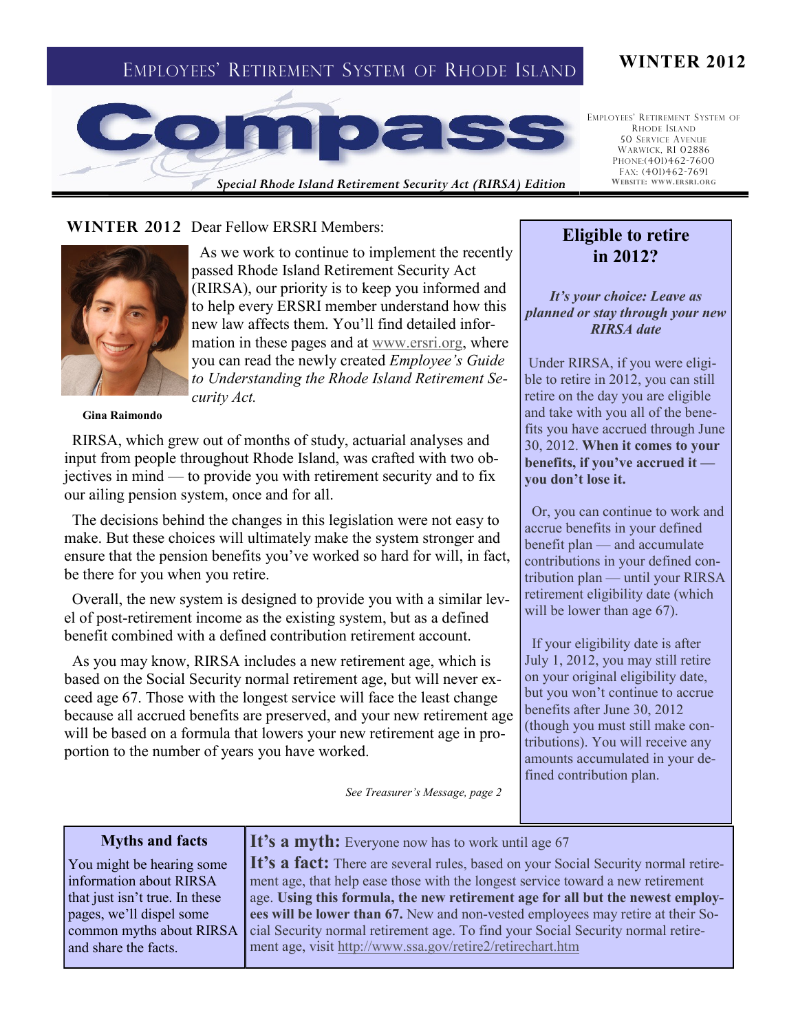# EMPLOYEES' RETIREMENT SYSTEM OF RHODE ISLAND

**WINTER 2012**

# Compass

*Special Rhode Island Retirement Security Act (RIRSA) Edition*

EMPLOYEES' RETIREMENT SYSTEM OF RHODE ISLAND
50 SERVICE AVENUE
WARWICK, RI 02886
PHONE:(401)462-7600
FAX: (401)462-7691
WEBSITE: WWW.ERSRI.ORG

**WINTER 2012** Dear Fellow ERSRI Members:

Gina Raimondo

As we work to continue to implement the recently passed Rhode Island Retirement Security Act (RIRSA), our priority is to keep you informed and to help every ERSRI member understand how this new law affects them. You'll find detailed information in these pages and at www.ersri.org, where you can read the newly created *Employee's Guide to Understanding the Rhode Island Retirement Security Act.*

RIRSA, which grew out of months of study, actuarial analyses and input from people throughout Rhode Island, was crafted with two objectives in mind — to provide you with retirement security and to fix our ailing pension system, once and for all.

The decisions behind the changes in this legislation were not easy to make. But these choices will ultimately make the system stronger and ensure that the pension benefits you've worked so hard for will, in fact, be there for you when you retire.

Overall, the new system is designed to provide you with a similar level of post-retirement income as the existing system, but as a defined benefit combined with a defined contribution retirement account.

As you may know, RIRSA includes a new retirement age, which is based on the Social Security normal retirement age, but will never exceed age 67. Those with the longest service will face the least change because all accrued benefits are preserved, and your new retirement age will be based on a formula that lowers your new retirement age in proportion to the number of years you have worked.

*See Treasurer's Message, page 2*

## Eligible to retire in 2012?

***It's your choice: Leave as planned or stay through your new RIRSA date***

Under RIRSA, if you were eligible to retire in 2012, you can still retire on the day you are eligible and take with you all of the benefits you have accrued through June 30, 2012. **When it comes to your benefits, if you've accrued it — you don't lose it.**

Or, you can continue to work and accrue benefits in your defined benefit plan — and accumulate contributions in your defined contribution plan — until your RIRSA retirement eligibility date (which will be lower than age 67).

If your eligibility date is after July 1, 2012, you may still retire on your original eligibility date, but you won't continue to accrue benefits after June 30, 2012 (though you must still make contributions). You will receive any amounts accumulated in your defined contribution plan.

## Myths and facts

You might be hearing some information about RIRSA that just isn't true. In these pages, we'll dispel some common myths about RIRSA and share the facts.

**It's a myth:** Everyone now has to work until age 67

**It's a fact:** There are several rules, based on your Social Security normal retirement age, that help ease those with the longest service toward a new retirement age. **Using this formula, the new retirement age for all but the newest employees will be lower than 67.** New and non-vested employees may retire at their Social Security normal retirement age. To find your Social Security normal retirement age, visit http://www.ssa.gov/retire2/retirechart.htm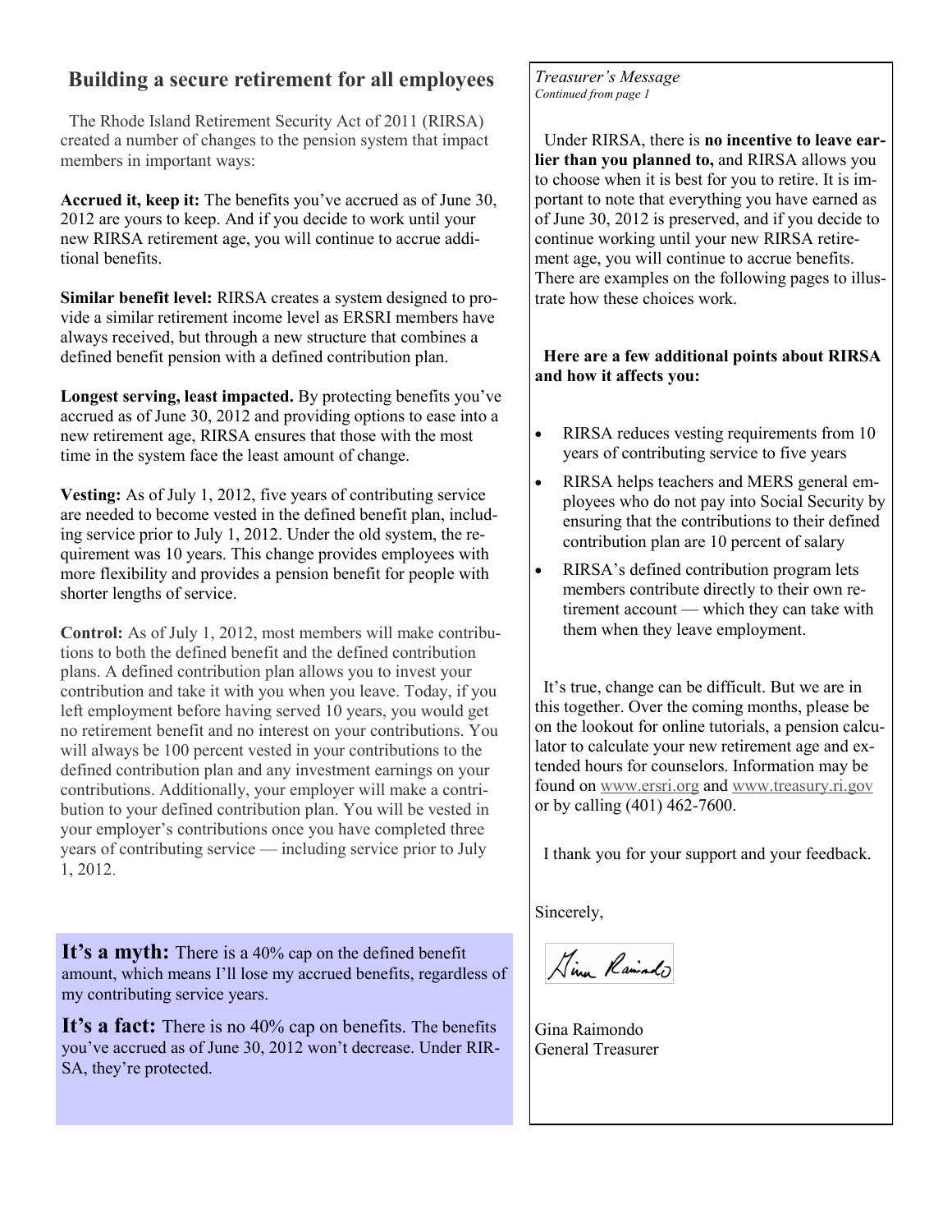## Building a secure retirement for all employees

The Rhode Island Retirement Security Act of 2011 (RIRSA) created a number of changes to the pension system that impact members in important ways:

**Accrued it, keep it:** The benefits you've accrued as of June 30, 2012 are yours to keep. And if you decide to work until your new RIRSA retirement age, you will continue to accrue additional benefits.

**Similar benefit level:** RIRSA creates a system designed to provide a similar retirement income level as ERSRI members have always received, but through a new structure that combines a defined benefit pension with a defined contribution plan.

**Longest serving, least impacted.** By protecting benefits you've accrued as of June 30, 2012 and providing options to ease into a new retirement age, RIRSA ensures that those with the most time in the system face the least amount of change.

**Vesting:** As of July 1, 2012, five years of contributing service are needed to become vested in the defined benefit plan, including service prior to July 1, 2012. Under the old system, the requirement was 10 years. This change provides employees with more flexibility and provides a pension benefit for people with shorter lengths of service.

**Control:** As of July 1, 2012, most members will make contributions to both the defined benefit and the defined contribution plans. A defined contribution plan allows you to invest your contribution and take it with you when you leave. Today, if you left employment before having served 10 years, you would get no retirement benefit and no interest on your contributions. You will always be 100 percent vested in your contributions to the defined contribution plan and any investment earnings on your contributions. Additionally, your employer will make a contribution to your defined contribution plan. You will be vested in your employer's contributions once you have completed three years of contributing service — including service prior to July 1, 2012.

**It's a myth:** There is a 40% cap on the defined benefit amount, which means I'll lose my accrued benefits, regardless of my contributing service years.

**It's a fact:** There is no 40% cap on benefits. The benefits you've accrued as of June 30, 2012 won't decrease. Under RIRSA, they're protected.

*Treasurer's Message*
*Continued from page 1*

Under RIRSA, there is **no incentive to leave earlier than you planned to,** and RIRSA allows you to choose when it is best for you to retire. It is important to note that everything you have earned as of June 30, 2012 is preserved, and if you decide to continue working until your new RIRSA retirement age, you will continue to accrue benefits. There are examples on the following pages to illustrate how these choices work.

**Here are a few additional points about RIRSA and how it affects you:**

- RIRSA reduces vesting requirements from 10 years of contributing service to five years
- RIRSA helps teachers and MERS general employees who do not pay into Social Security by ensuring that the contributions to their defined contribution plan are 10 percent of salary
- RIRSA's defined contribution program lets members contribute directly to their own retirement account — which they can take with them when they leave employment.

It's true, change can be difficult. But we are in this together. Over the coming months, please be on the lookout for online tutorials, a pension calculator to calculate your new retirement age and extended hours for counselors. Information may be found on www.ersri.org and www.treasury.ri.gov or by calling (401) 462-7600.

I thank you for your support and your feedback.

Sincerely,

Gina Raimondo
General Treasurer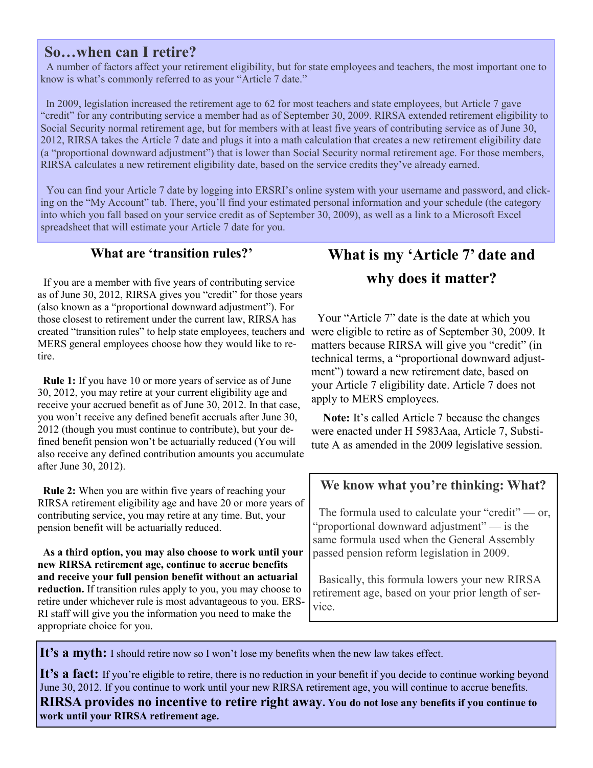## So…when can I retire?

A number of factors affect your retirement eligibility, but for state employees and teachers, the most important one to know is what's commonly referred to as your "Article 7 date."

In 2009, legislation increased the retirement age to 62 for most teachers and state employees, but Article 7 gave "credit" for any contributing service a member had as of September 30, 2009. RIRSA extended retirement eligibility to Social Security normal retirement age, but for members with at least five years of contributing service as of June 30, 2012, RIRSA takes the Article 7 date and plugs it into a math calculation that creates a new retirement eligibility date (a "proportional downward adjustment") that is lower than Social Security normal retirement age. For those members, RIRSA calculates a new retirement eligibility date, based on the service credits they've already earned.

You can find your Article 7 date by logging into ERSRI's online system with your username and password, and clicking on the "My Account" tab. There, you'll find your estimated personal information and your schedule (the category into which you fall based on your service credit as of September 30, 2009), as well as a link to a Microsoft Excel spreadsheet that will estimate your Article 7 date for you.

### What are 'transition rules?'

If you are a member with five years of contributing service as of June 30, 2012, RIRSA gives you "credit" for those years (also known as a "proportional downward adjustment"). For those closest to retirement under the current law, RIRSA has created "transition rules" to help state employees, teachers and MERS general employees choose how they would like to retire.

**Rule 1:** If you have 10 or more years of service as of June 30, 2012, you may retire at your current eligibility age and receive your accrued benefit as of June 30, 2012. In that case, you won't receive any defined benefit accruals after June 30, 2012 (though you must continue to contribute), but your defined benefit pension won't be actuarially reduced (You will also receive any defined contribution amounts you accumulate after June 30, 2012).

**Rule 2:** When you are within five years of reaching your RIRSA retirement eligibility age and have 20 or more years of contributing service, you may retire at any time. But, your pension benefit will be actuarially reduced.

**As a third option, you may also choose to work until your new RIRSA retirement age, continue to accrue benefits and receive your full pension benefit without an actuarial reduction.** If transition rules apply to you, you may choose to retire under whichever rule is most advantageous to you. ERSRI staff will give you the information you need to make the appropriate choice for you.

## What is my 'Article 7' date and why does it matter?

Your "Article 7" date is the date at which you were eligible to retire as of September 30, 2009. It matters because RIRSA will give you "credit" (in technical terms, a "proportional downward adjustment") toward a new retirement date, based on your Article 7 eligibility date. Article 7 does not apply to MERS employees.

**Note:** It's called Article 7 because the changes were enacted under H 5983Aaa, Article 7, Substitute A as amended in the 2009 legislative session.

### We know what you're thinking: What?

The formula used to calculate your "credit" — or, "proportional downward adjustment" — is the same formula used when the General Assembly passed pension reform legislation in 2009.

Basically, this formula lowers your new RIRSA retirement age, based on your prior length of service.

**It's a myth:** I should retire now so I won't lose my benefits when the new law takes effect.

**It's a fact:** If you're eligible to retire, there is no reduction in your benefit if you decide to continue working beyond June 30, 2012. If you continue to work until your new RIRSA retirement age, you will continue to accrue benefits. **RIRSA provides no incentive to retire right away. You do not lose any benefits if you continue to work until your RIRSA retirement age.**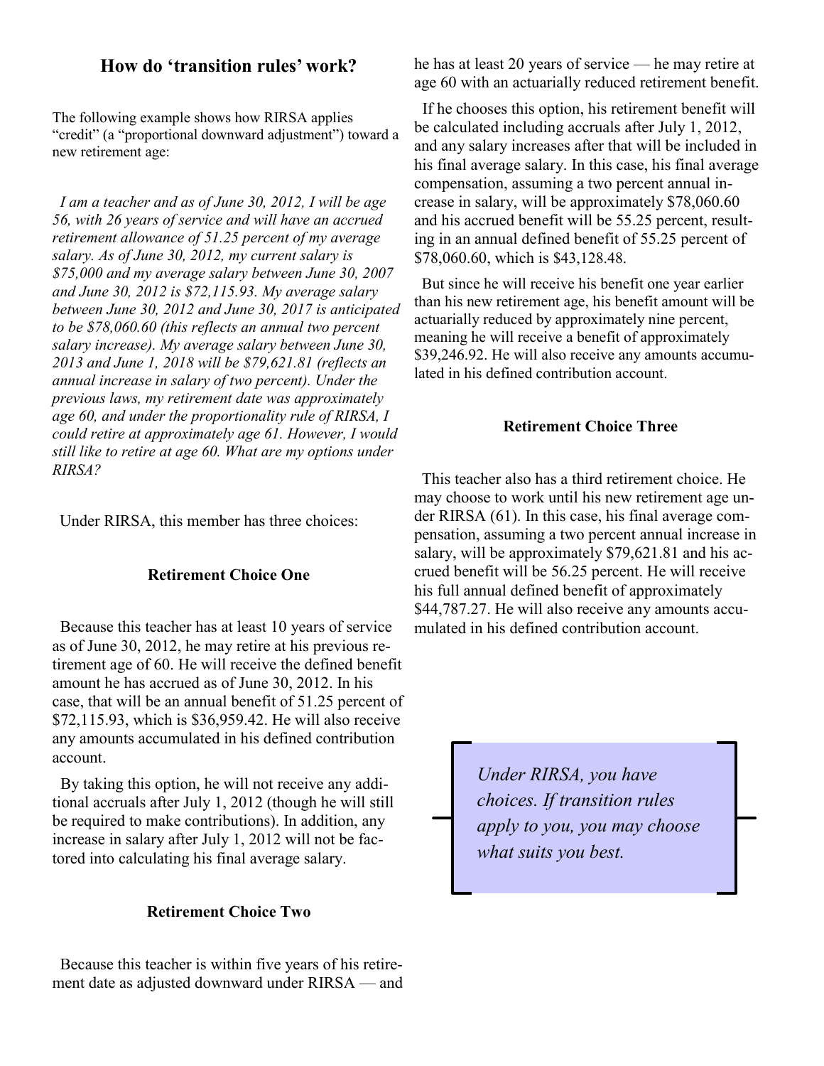## How do 'transition rules' work?

The following example shows how RIRSA applies "credit" (a "proportional downward adjustment") toward a new retirement age:

*I am a teacher and as of June 30, 2012, I will be age 56, with 26 years of service and will have an accrued retirement allowance of 51.25 percent of my average salary. As of June 30, 2012, my current salary is $75,000 and my average salary between June 30, 2007 and June 30, 2012 is $72,115.93. My average salary between June 30, 2012 and June 30, 2017 is anticipated to be $78,060.60 (this reflects an annual two percent salary increase). My average salary between June 30, 2013 and June 1, 2018 will be $79,621.81 (reflects an annual increase in salary of two percent). Under the previous laws, my retirement date was approximately age 60, and under the proportionality rule of RIRSA, I could retire at approximately age 61. However, I would still like to retire at age 60. What are my options under RIRSA?*

Under RIRSA, this member has three choices:

### Retirement Choice One

Because this teacher has at least 10 years of service as of June 30, 2012, he may retire at his previous retirement age of 60. He will receive the defined benefit amount he has accrued as of June 30, 2012. In his case, that will be an annual benefit of 51.25 percent of $72,115.93, which is $36,959.42. He will also receive any amounts accumulated in his defined contribution account.

By taking this option, he will not receive any additional accruals after July 1, 2012 (though he will still be required to make contributions). In addition, any increase in salary after July 1, 2012 will not be factored into calculating his final average salary.

### Retirement Choice Two

Because this teacher is within five years of his retirement date as adjusted downward under RIRSA — and he has at least 20 years of service — he may retire at age 60 with an actuarially reduced retirement benefit.

If he chooses this option, his retirement benefit will be calculated including accruals after July 1, 2012, and any salary increases after that will be included in his final average salary. In this case, his final average compensation, assuming a two percent annual increase in salary, will be approximately $78,060.60 and his accrued benefit will be 55.25 percent, resulting in an annual defined benefit of 55.25 percent of $78,060.60, which is $43,128.48.

But since he will receive his benefit one year earlier than his new retirement age, his benefit amount will be actuarially reduced by approximately nine percent, meaning he will receive a benefit of approximately $39,246.92. He will also receive any amounts accumulated in his defined contribution account.

### Retirement Choice Three

This teacher also has a third retirement choice. He may choose to work until his new retirement age under RIRSA (61). In this case, his final average compensation, assuming a two percent annual increase in salary, will be approximately $79,621.81 and his accrued benefit will be 56.25 percent. He will receive his full annual defined benefit of approximately $44,787.27. He will also receive any amounts accumulated in his defined contribution account.

*Under RIRSA, you have choices. If transition rules apply to you, you may choose what suits you best.*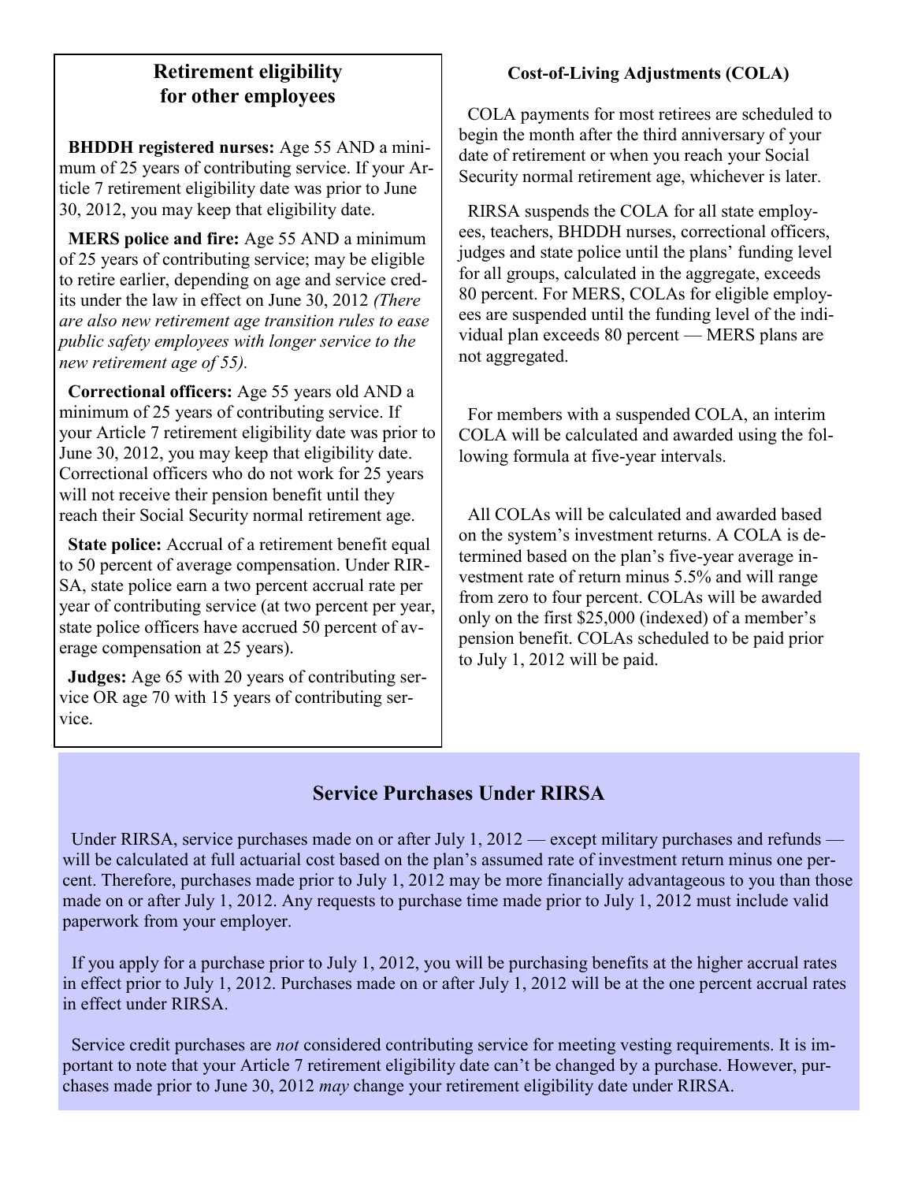## Retirement eligibility for other employees

**BHDDH registered nurses:** Age 55 AND a minimum of 25 years of contributing service. If your Article 7 retirement eligibility date was prior to June 30, 2012, you may keep that eligibility date.

**MERS police and fire:** Age 55 AND a minimum of 25 years of contributing service; may be eligible to retire earlier, depending on age and service credits under the law in effect on June 30, 2012 *(There are also new retirement age transition rules to ease public safety employees with longer service to the new retirement age of 55).*

**Correctional officers:** Age 55 years old AND a minimum of 25 years of contributing service. If your Article 7 retirement eligibility date was prior to June 30, 2012, you may keep that eligibility date. Correctional officers who do not work for 25 years will not receive their pension benefit until they reach their Social Security normal retirement age.

**State police:** Accrual of a retirement benefit equal to 50 percent of average compensation. Under RIRSA, state police earn a two percent accrual rate per year of contributing service (at two percent per year, state police officers have accrued 50 percent of average compensation at 25 years).

**Judges:** Age 65 with 20 years of contributing service OR age 70 with 15 years of contributing service.

### Cost-of-Living Adjustments (COLA)

COLA payments for most retirees are scheduled to begin the month after the third anniversary of your date of retirement or when you reach your Social Security normal retirement age, whichever is later.

RIRSA suspends the COLA for all state employees, teachers, BHDDH nurses, correctional officers, judges and state police until the plans' funding level for all groups, calculated in the aggregate, exceeds 80 percent. For MERS, COLAs for eligible employees are suspended until the funding level of the individual plan exceeds 80 percent — MERS plans are not aggregated.

For members with a suspended COLA, an interim COLA will be calculated and awarded using the following formula at five-year intervals.

All COLAs will be calculated and awarded based on the system's investment returns. A COLA is determined based on the plan's five-year average investment rate of return minus 5.5% and will range from zero to four percent. COLAs will be awarded only on the first $25,000 (indexed) of a member's pension benefit. COLAs scheduled to be paid prior to July 1, 2012 will be paid.

## Service Purchases Under RIRSA

Under RIRSA, service purchases made on or after July 1, 2012 — except military purchases and refunds — will be calculated at full actuarial cost based on the plan's assumed rate of investment return minus one percent. Therefore, purchases made prior to July 1, 2012 may be more financially advantageous to you than those made on or after July 1, 2012. Any requests to purchase time made prior to July 1, 2012 must include valid paperwork from your employer.

If you apply for a purchase prior to July 1, 2012, you will be purchasing benefits at the higher accrual rates in effect prior to July 1, 2012. Purchases made on or after July 1, 2012 will be at the one percent accrual rates in effect under RIRSA.

Service credit purchases are *not* considered contributing service for meeting vesting requirements. It is important to note that your Article 7 retirement eligibility date can't be changed by a purchase. However, purchases made prior to June 30, 2012 *may* change your retirement eligibility date under RIRSA.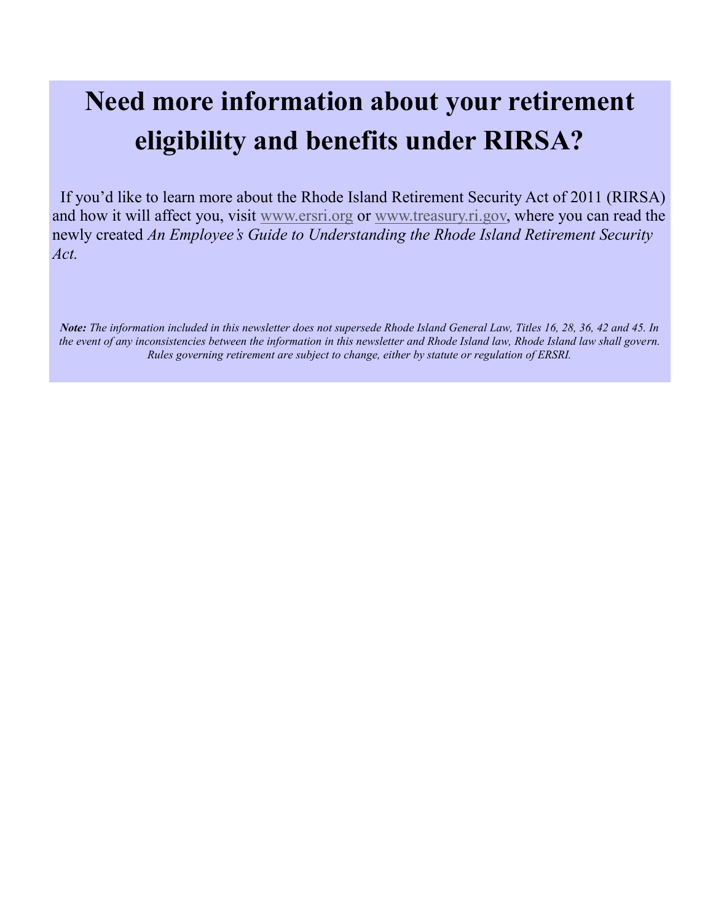# Need more information about your retirement eligibility and benefits under RIRSA?

If you'd like to learn more about the Rhode Island Retirement Security Act of 2011 (RIRSA) and how it will affect you, visit www.ersri.org or www.treasury.ri.gov, where you can read the newly created *An Employee's Guide to Understanding the Rhode Island Retirement Security Act.*

***Note:** The information included in this newsletter does not supersede Rhode Island General Law, Titles 16, 28, 36, 42 and 45. In the event of any inconsistencies between the information in this newsletter and Rhode Island law, Rhode Island law shall govern. Rules governing retirement are subject to change, either by statute or regulation of ERSRI.*